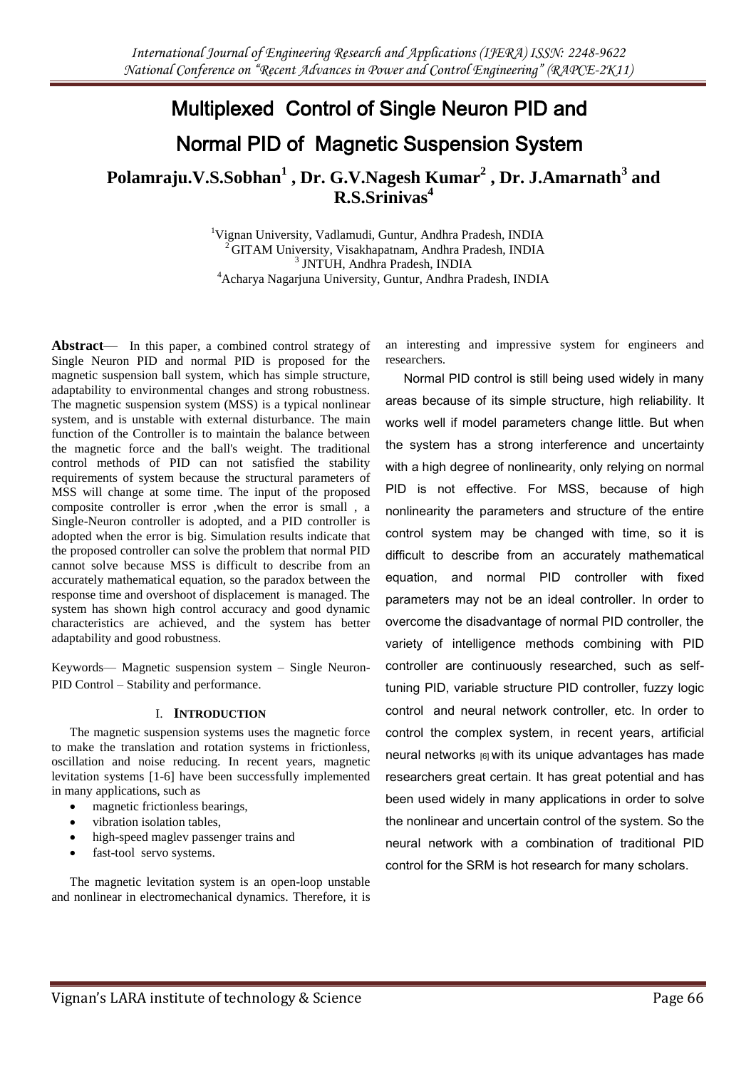# Multiplexed Control of Single Neuron PID and Normal PID of Magnetic Suspension System

**Polamraju.V.S.Sobhan[1] , Dr. G.V.Nagesh Kumar[2] , Dr. J.Amarnath[3] and R.S.Srinivas[4]**

[1]Vignan University, Vadlamudi, Guntur, Andhra Pradesh, INDIA
[2]GITAM University, Visakhapatnam, Andhra Pradesh, INDIA
[3] JNTUH, Andhra Pradesh, INDIA
[4]Acharya Nagarjuna University, Guntur, Andhra Pradesh, INDIA

**Abstract**— In this paper, a combined control strategy of Single Neuron PID and normal PID is proposed for the magnetic suspension ball system, which has simple structure, adaptability to environmental changes and strong robustness. The magnetic suspension system (MSS) is a typical nonlinear system, and is unstable with external disturbance. The main function of the Controller is to maintain the balance between the magnetic force and the ball's weight. The traditional control methods of PID can not satisfied the stability requirements of system because the structural parameters of MSS will change at some time. The input of the proposed composite controller is error ,when the error is small , a Single-Neuron controller is adopted, and a PID controller is adopted when the error is big. Simulation results indicate that the proposed controller can solve the problem that normal PID cannot solve because MSS is difficult to describe from an accurately mathematical equation, so the paradox between the response time and overshoot of displacement is managed. The system has shown high control accuracy and good dynamic characteristics are achieved, and the system has better adaptability and good robustness.

Keywords— Magnetic suspension system – Single Neuron-PID Control – Stability and performance.

## I. INTRODUCTION

The magnetic suspension systems uses the magnetic force to make the translation and rotation systems in frictionless, oscillation and noise reducing. In recent years, magnetic levitation systems [1-6] have been successfully implemented in many applications, such as

- magnetic frictionless bearings,
- vibration isolation tables,
- high-speed maglev passenger trains and
- fast-tool servo systems.

The magnetic levitation system is an open-loop unstable and nonlinear in electromechanical dynamics. Therefore, it is an interesting and impressive system for engineers and researchers.

Normal PID control is still being used widely in many areas because of its simple structure, high reliability. It works well if model parameters change little. But when the system has a strong interference and uncertainty with a high degree of nonlinearity, only relying on normal PID is not effective. For MSS, because of high nonlinearity the parameters and structure of the entire control system may be changed with time, so it is difficult to describe from an accurately mathematical equation, and normal PID controller with fixed parameters may not be an ideal controller. In order to overcome the disadvantage of normal PID controller, the variety of intelligence methods combining with PID controller are continuously researched, such as self-tuning PID, variable structure PID controller, fuzzy logic control and neural network controller, etc. In order to control the complex system, in recent years, artificial neural networks [6] with its unique advantages has made researchers great certain. It has great potential and has been used widely in many applications in order to solve the nonlinear and uncertain control of the system. So the neural network with a combination of traditional PID control for the SRM is hot research for many scholars.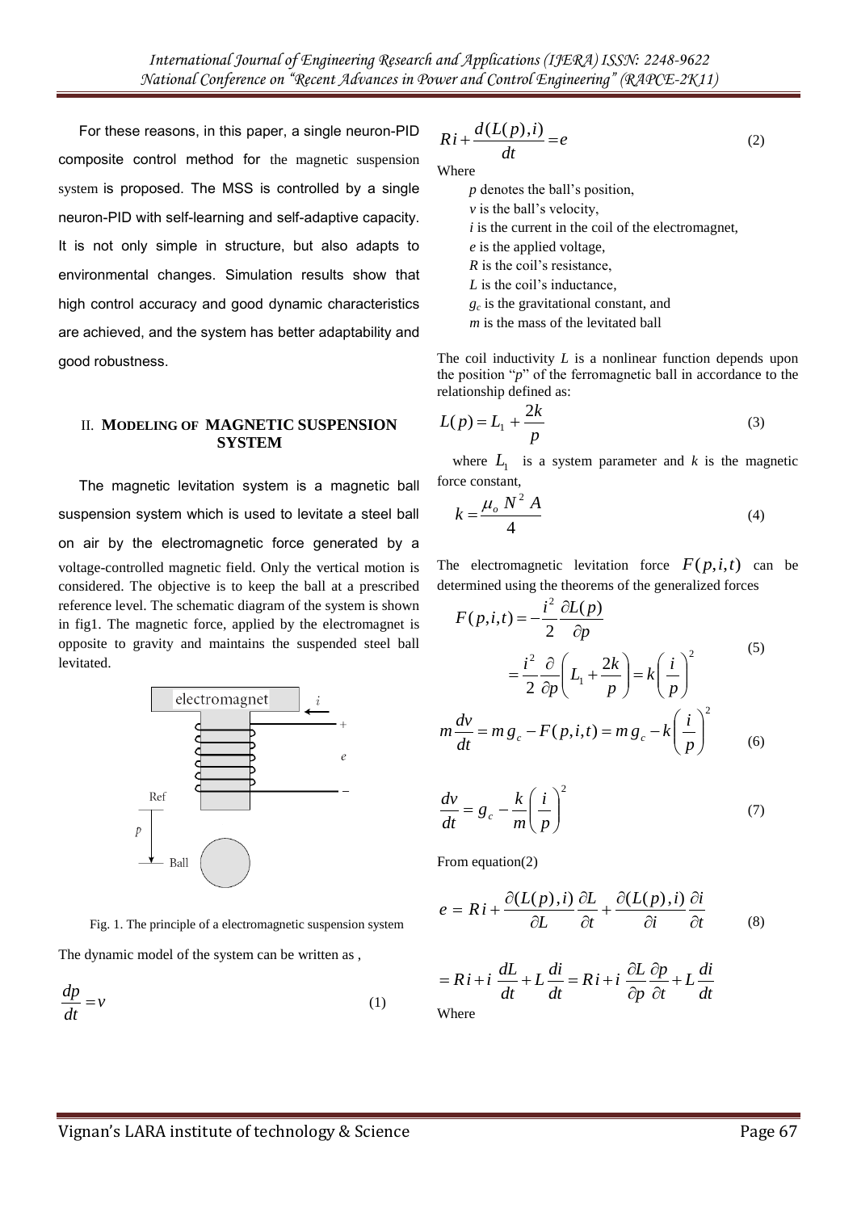For these reasons, in this paper, a single neuron-PID composite control method for the magnetic suspension system is proposed. The MSS is controlled by a single neuron-PID with self-learning and self-adaptive capacity. It is not only simple in structure, but also adapts to environmental changes. Simulation results show that high control accuracy and good dynamic characteristics are achieved, and the system has better adaptability and good robustness.

## II. MODELING OF MAGNETIC SUSPENSION SYSTEM

The magnetic levitation system is a magnetic ball suspension system which is used to levitate a steel ball on air by the electromagnetic force generated by a voltage-controlled magnetic field. Only the vertical motion is considered. The objective is to keep the ball at a prescribed reference level. The schematic diagram of the system is shown in fig1. The magnetic force, applied by the electromagnet is opposite to gravity and maintains the suspended steel ball levitated.

Fig. 1. The principle of a electromagnetic suspension system

The dynamic model of the system can be written as ,

$$\frac{dp}{dt} = v \tag{1}$$

$$Ri + \frac{d(L(p),i)}{dt} = e \tag{2}$$

Where

- $p$ denotes the ball's position,
- $v$ is the ball's velocity,
- $i$ is the current in the coil of the electromagnet,
- $e$ is the applied voltage,
- $R$ is the coil's resistance,
- $L$ is the coil's inductance,
- $g_c$ is the gravitational constant, and
- $m$ is the mass of the levitated ball

The coil inductivity $L$ is a nonlinear function depends upon the position "$p$" of the ferromagnetic ball in accordance to the relationship defined as:

$$L(p) = L_1 + \frac{2k}{p} \tag{3}$$

where $L_1$ is a system parameter and $k$ is the magnetic force constant,

$$k = \frac{\mu_o N^2 A}{4} \tag{4}$$

The electromagnetic levitation force $F(p,i,t)$ can be determined using the theorems of the generalized forces

$$F(p,i,t) = -\frac{i^2}{2}\frac{\partial L(p)}{\partial p} = \frac{i^2}{2}\frac{\partial}{\partial p}\left(L_1 + \frac{2k}{p}\right) = k\left(\frac{i}{p}\right)^2 \tag{5}$$

$$m\frac{dv}{dt} = m g_c - F(p,i,t) = m g_c - k\left(\frac{i}{p}\right)^2 \tag{6}$$

$$\frac{dv}{dt} = g_c - \frac{k}{m}\left(\frac{i}{p}\right)^2 \tag{7}$$

From equation(2)

$$e = Ri + \frac{\partial(L(p),i)}{\partial L}\frac{\partial L}{\partial t} + \frac{\partial(L(p),i)}{\partial i}\frac{\partial i}{\partial t} \tag{8}$$

$$= Ri + i\,\frac{dL}{dt} + L\frac{di}{dt} = Ri + i\,\frac{\partial L}{\partial p}\frac{\partial p}{\partial t} + L\frac{di}{dt}$$

Where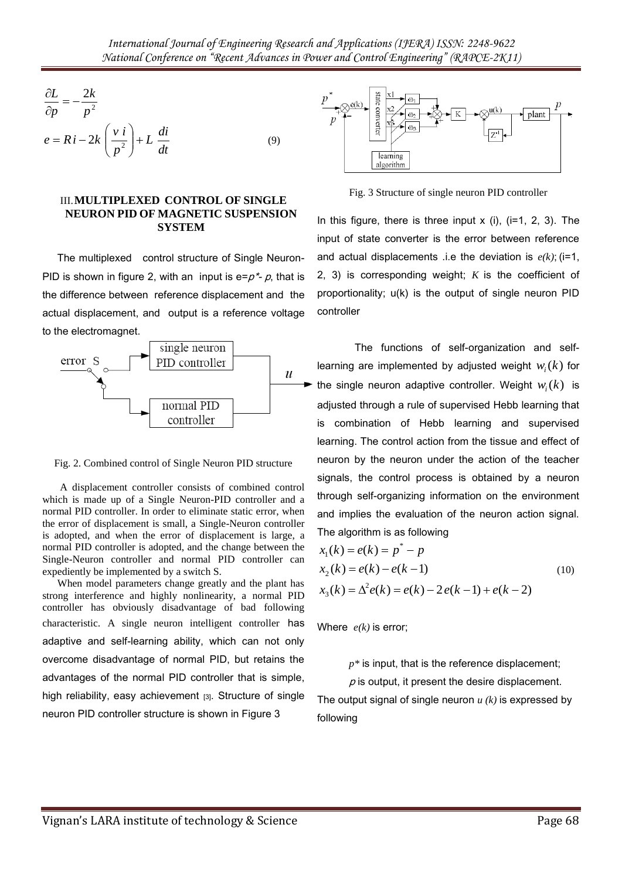$$\frac{\partial L}{\partial p} = -\frac{2k}{p^2}$$

$$e = Ri - 2k\left(\frac{v\,i}{p^2}\right) + L\,\frac{di}{dt} \qquad (9)$$

### III. MULTIPLEXED CONTROL OF SINGLE NEURON PID OF MAGNETIC SUSPENSION SYSTEM

The multiplexed control structure of Single Neuron-PID is shown in figure 2, with an input is $e=p^*-p$, that is the difference between reference displacement and the actual displacement, and output is a reference voltage to the electromagnet.

Fig. 2. Combined control of Single Neuron PID structure

A displacement controller consists of combined control which is made up of a Single Neuron-PID controller and a normal PID controller. In order to eliminate static error, when the error of displacement is small, a Single-Neuron controller is adopted, and when the error of displacement is large, a normal PID controller is adopted, and the change between the Single-Neuron controller and normal PID controller can expediently be implemented by a switch S.

When model parameters change greatly and the plant has strong interference and highly nonlinearity, a normal PID controller has obviously disadvantage of bad following characteristic. A single neuron intelligent controller has adaptive and self-learning ability, which can not only overcome disadvantage of normal PID, but retains the advantages of the normal PID controller that is simple, high reliability, easy achievement [3]. Structure of single neuron PID controller structure is shown in Figure 3

Fig. 3 Structure of single neuron PID controller

In this figure, there is three input x (i), (i=1, 2, 3). The input of state converter is the error between reference and actual displacements .i.e the deviation is $e(k)$; (i=1, 2, 3) is corresponding weight; $K$ is the coefficient of proportionality; u(k) is the output of single neuron PID controller

The functions of self-organization and self-learning are implemented by adjusted weight $w_i(k)$ for the single neuron adaptive controller. Weight $w_i(k)$ is adjusted through a rule of supervised Hebb learning that is combination of Hebb learning and supervised learning. The control action from the tissue and effect of neuron by the neuron under the action of the teacher signals, the control process is obtained by a neuron through self-organizing information on the environment and implies the evaluation of the neuron action signal. The algorithm is as following

$$\begin{aligned} x_1(k) &= e(k) = p^* - p \\ x_2(k) &= e(k) - e(k-1) \\ x_3(k) &= \Delta^2 e(k) = e(k) - 2e(k-1) + e(k-2) \end{aligned} \qquad (10)$$

Where $e(k)$ is error;

$p^*$ is input, that is the reference displacement;

$p$ is output, it present the desire displacement.

The output signal of single neuron $u(k)$ is expressed by following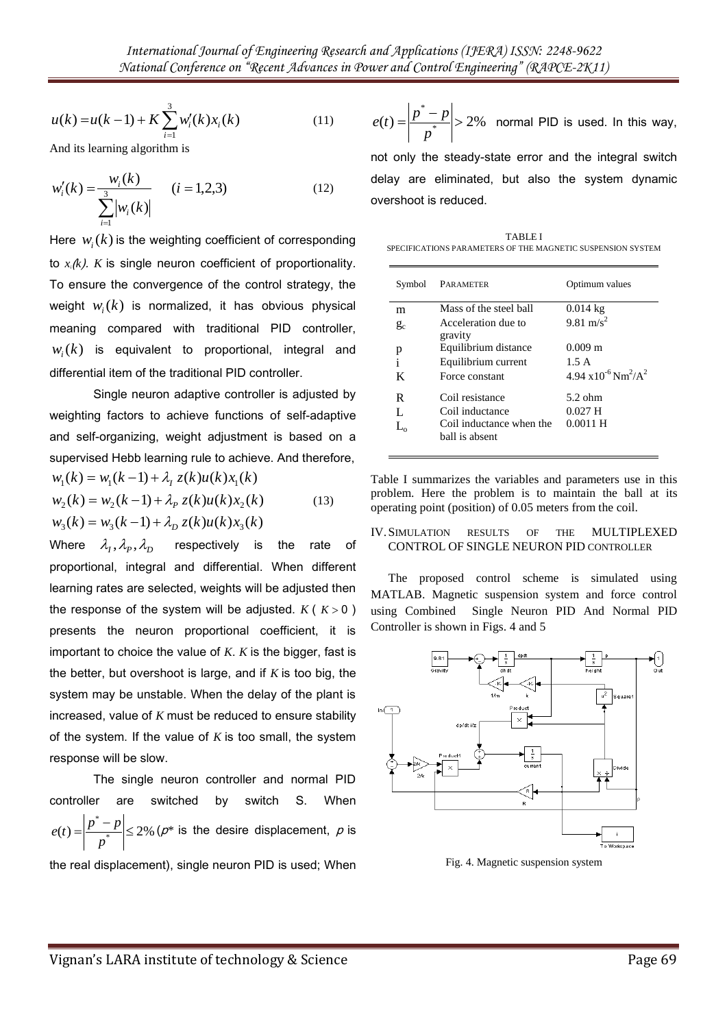$$u(k) = u(k-1) + K\sum_{i=1}^{3} w_i'(k)x_i(k) \qquad (11)$$

And its learning algorithm is

$$w_i'(k) = \frac{w_i(k)}{\sum_{i=1}^{3}|w_i(k)|} \quad (i = 1,2,3) \qquad (12)$$

Here $w_i(k)$ is the weighting coefficient of corresponding to $x_i(k)$. $K$ is single neuron coefficient of proportionality. To ensure the convergence of the control strategy, the weight $w_i(k)$ is normalized, it has obvious physical meaning compared with traditional PID controller, $w_i(k)$ is equivalent to proportional, integral and differential item of the traditional PID controller.

Single neuron adaptive controller is adjusted by weighting factors to achieve functions of self-adaptive and self-organizing, weight adjustment is based on a supervised Hebb learning rule to achieve. And therefore,

$$\begin{aligned} w_1(k) &= w_1(k-1) + \lambda_I\, z(k)u(k)x_1(k) \\ w_2(k) &= w_2(k-1) + \lambda_P\, z(k)u(k)x_2(k) \\ w_3(k) &= w_3(k-1) + \lambda_D\, z(k)u(k)x_3(k) \end{aligned} \qquad (13)$$

Where $\lambda_I, \lambda_P, \lambda_D$ respectively is the rate of proportional, integral and differential. When different learning rates are selected, weights will be adjusted then the response of the system will be adjusted. $K$ ( $K > 0$ ) presents the neuron proportional coefficient, it is important to choice the value of $K$. $K$ is the bigger, fast is the better, but overshoot is large, and if $K$ is too big, the system may be unstable. When the delay of the plant is increased, value of $K$ must be reduced to ensure stability of the system. If the value of $K$ is too small, the system response will be slow.

The single neuron controller and normal PID controller are switched by switch S. When $e(t) = \left|\frac{p^* - p}{p^*}\right| \le 2\%$ ($p^*$ is the desire displacement, $p$ is the real displacement), single neuron PID is used; When $e(t) = \left|\frac{p^* - p}{p^*}\right| > 2\%$ normal PID is used. In this way, not only the steady-state error and the integral switch delay are eliminated, but also the system dynamic overshoot is reduced.

TABLE I
SPECIFICATIONS PARAMETERS OF THE MAGNETIC SUSPENSION SYSTEM

| Symbol | Parameter | Optimum values |
|---|---|---|
| m | Mass of the steel ball | 0.014 kg |
| $g_c$ | Acceleration due to gravity | 9.81 m/s$^2$ |
| p | Equilibrium distance | 0.009 m |
| i | Equilibrium current | 1.5 A |
| K | Force constant | 4.94 x10$^{-6}$ Nm$^2$/A$^2$ |
| R | Coil resistance | 5.2 ohm |
| L | Coil inductance | 0.027 H |
| $L_o$ | Coil inductance when the ball is absent | 0.0011 H |

Table I summarizes the variables and parameters use in this problem. Here the problem is to maintain the ball at its operating point (position) of 0.05 meters from the coil.

## IV. Simulation Results of the Multiplexed Control of Single Neuron PID Controller

The proposed control scheme is simulated using MATLAB. Magnetic suspension system and force control using Combined Single Neuron PID And Normal PID Controller is shown in Figs. 4 and 5

Fig. 4. Magnetic suspension system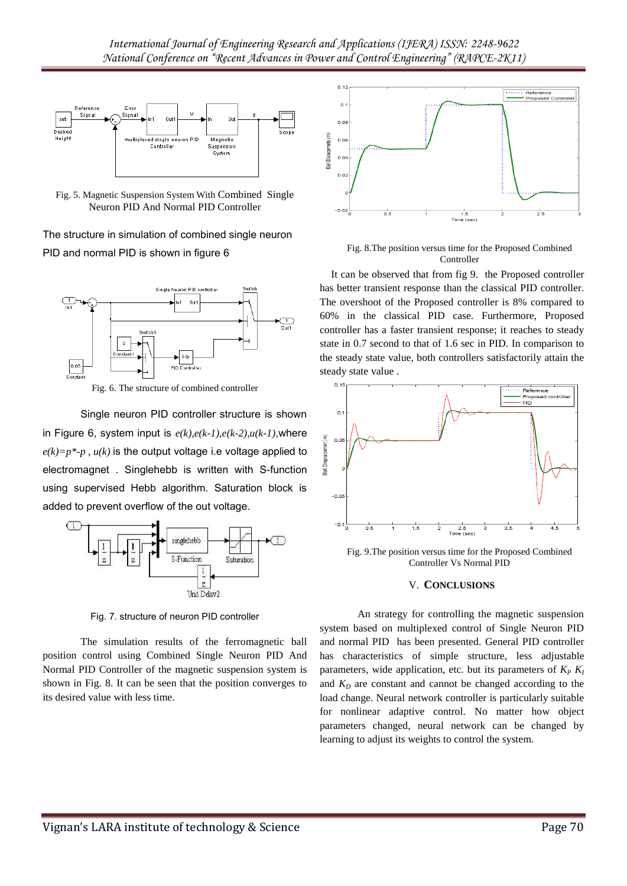Fig. 5. Magnetic Suspension System With Combined Single Neuron PID And Normal PID Controller

The structure in simulation of combined single neuron PID and normal PID is shown in figure 6

Fig. 6. The structure of combined controller

Single neuron PID controller structure is shown in Figure 6, system input is $e(k), e(k-1), e(k-2), u(k-1)$, where $e(k)=p^*-p$ , $u(k)$ is the output voltage i.e voltage applied to electromagnet . Singlehebb is written with S-function using supervised Hebb algorithm. Saturation block is added to prevent overflow of the out voltage.

Fig. 7. structure of neuron PID controller

The simulation results of the ferromagnetic ball position control using Combined Single Neuron PID And Normal PID Controller of the magnetic suspension system is shown in Fig. 8. It can be seen that the position converges to its desired value with less time.

Fig. 8.The position versus time for the Proposed Combined Controller

It can be observed that from fig 9. the Proposed controller has better transient response than the classical PID controller. The overshoot of the Proposed controller is 8% compared to 60% in the classical PID case. Furthermore, Proposed controller has a faster transient response; it reaches to steady state in 0.7 second to that of 1.6 sec in PID. In comparison to the steady state value, both controllers satisfactorily attain the steady state value .

Fig. 9.The position versus time for the Proposed Combined Controller Vs Normal PID

## V. CONCLUSIONS

An strategy for controlling the magnetic suspension system based on multiplexed control of Single Neuron PID and normal PID has been presented. General PID controller has characteristics of simple structure, less adjustable parameters, wide application, etc. but its parameters of $K_P$ $K_I$ and $K_D$ are constant and cannot be changed according to the load change. Neural network controller is particularly suitable for nonlinear adaptive control. No matter how object parameters changed, neural network can be changed by learning to adjust its weights to control the system.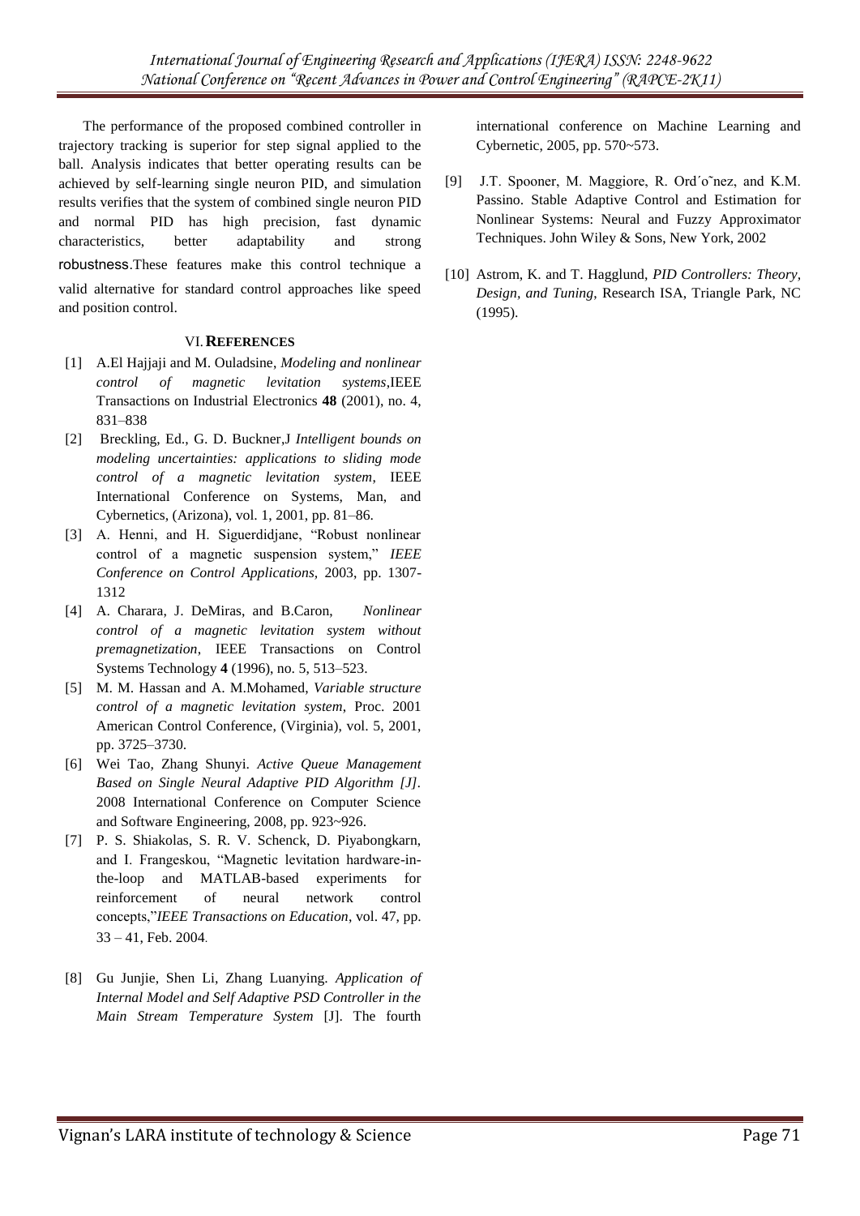The performance of the proposed combined controller in trajectory tracking is superior for step signal applied to the ball. Analysis indicates that better operating results can be achieved by self-learning single neuron PID, and simulation results verifies that the system of combined single neuron PID and normal PID has high precision, fast dynamic characteristics, better adaptability and strong robustness.These features make this control technique a valid alternative for standard control approaches like speed and position control.

## VI. REFERENCES

[1] A.El Hajjaji and M. Ouladsine, *Modeling and nonlinear control of magnetic levitation systems*,IEEE Transactions on Industrial Electronics **48** (2001), no. 4, 831–838

[2] Breckling, Ed., G. D. Buckner,J *Intelligent bounds on modeling uncertainties: applications to sliding mode control of a magnetic levitation system*, IEEE International Conference on Systems, Man, and Cybernetics, (Arizona), vol. 1, 2001, pp. 81–86.

[3] A. Henni, and H. Siguerdidjane, "Robust nonlinear control of a magnetic suspension system," *IEEE Conference on Control Applications*, 2003, pp. 1307-1312

[4] A. Charara, J. DeMiras, and B.Caron, *Nonlinear control of a magnetic levitation system without premagnetization*, IEEE Transactions on Control Systems Technology **4** (1996), no. 5, 513–523.

[5] M. M. Hassan and A. M.Mohamed, *Variable structure control of a magnetic levitation system*, Proc. 2001 American Control Conference, (Virginia), vol. 5, 2001, pp. 3725–3730.

[6] Wei Tao, Zhang Shunyi. *Active Queue Management Based on Single Neural Adaptive PID Algorithm [J]*. 2008 International Conference on Computer Science and Software Engineering, 2008, pp. 923~926.

[7] P. S. Shiakolas, S. R. V. Schenck, D. Piyabongkarn, and I. Frangeskou, "Magnetic levitation hardware-in-the-loop and MATLAB-based experiments for reinforcement of neural network control concepts,"*IEEE Transactions on Education*, vol. 47, pp. 33 – 41, Feb. 2004.

[8] Gu Junjie, Shen Li, Zhang Luanying. *Application of Internal Model and Self Adaptive PSD Controller in the Main Stream Temperature System* [J]. The fourth international conference on Machine Learning and Cybernetic, 2005, pp. 570~573.

[9] J.T. Spooner, M. Maggiore, R. Ord´o˜nez, and K.M. Passino. Stable Adaptive Control and Estimation for Nonlinear Systems: Neural and Fuzzy Approximator Techniques. John Wiley & Sons, New York, 2002

[10] Astrom, K. and T. Hagglund, *PID Controllers: Theory, Design, and Tuning*, Research ISA, Triangle Park, NC (1995).